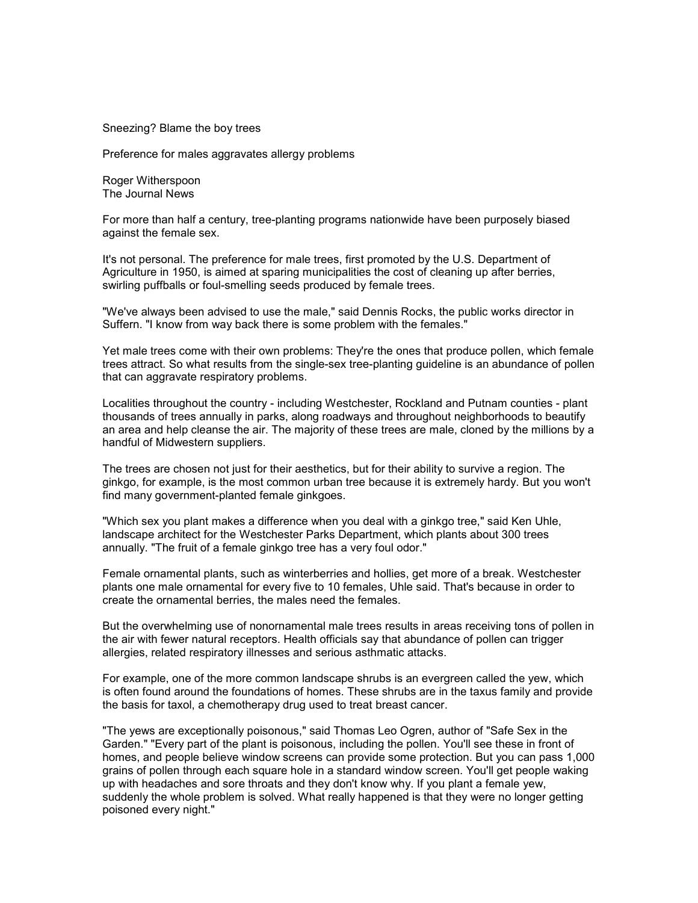# Sneezing? Blame the boy trees

## Preference for males aggravates allergy problems

Roger Witherspoon
The Journal News

For more than half a century, tree-planting programs nationwide have been purposely biased against the female sex.

It's not personal. The preference for male trees, first promoted by the U.S. Department of Agriculture in 1950, is aimed at sparing municipalities the cost of cleaning up after berries, swirling puffballs or foul-smelling seeds produced by female trees.

"We've always been advised to use the male," said Dennis Rocks, the public works director in Suffern. "I know from way back there is some problem with the females."

Yet male trees come with their own problems: They're the ones that produce pollen, which female trees attract. So what results from the single-sex tree-planting guideline is an abundance of pollen that can aggravate respiratory problems.

Localities throughout the country - including Westchester, Rockland and Putnam counties - plant thousands of trees annually in parks, along roadways and throughout neighborhoods to beautify an area and help cleanse the air. The majority of these trees are male, cloned by the millions by a handful of Midwestern suppliers.

The trees are chosen not just for their aesthetics, but for their ability to survive a region. The ginkgo, for example, is the most common urban tree because it is extremely hardy. But you won't find many government-planted female ginkgoes.

"Which sex you plant makes a difference when you deal with a ginkgo tree," said Ken Uhle, landscape architect for the Westchester Parks Department, which plants about 300 trees annually. "The fruit of a female ginkgo tree has a very foul odor."

Female ornamental plants, such as winterberries and hollies, get more of a break. Westchester plants one male ornamental for every five to 10 females, Uhle said. That's because in order to create the ornamental berries, the males need the females.

But the overwhelming use of nonornamental male trees results in areas receiving tons of pollen in the air with fewer natural receptors. Health officials say that abundance of pollen can trigger allergies, related respiratory illnesses and serious asthmatic attacks.

For example, one of the more common landscape shrubs is an evergreen called the yew, which is often found around the foundations of homes. These shrubs are in the taxus family and provide the basis for taxol, a chemotherapy drug used to treat breast cancer.

"The yews are exceptionally poisonous," said Thomas Leo Ogren, author of "Safe Sex in the Garden." "Every part of the plant is poisonous, including the pollen. You'll see these in front of homes, and people believe window screens can provide some protection. But you can pass 1,000 grains of pollen through each square hole in a standard window screen. You'll get people waking up with headaches and sore throats and they don't know why. If you plant a female yew, suddenly the whole problem is solved. What really happened is that they were no longer getting poisoned every night."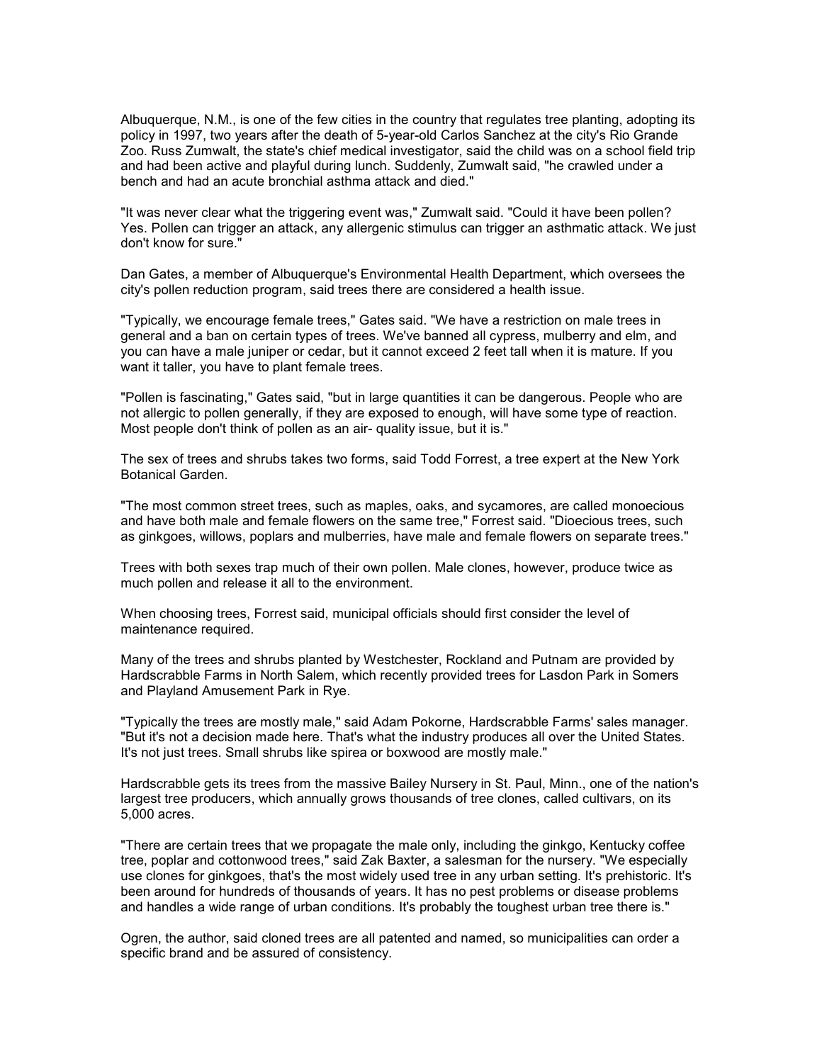Albuquerque, N.M., is one of the few cities in the country that regulates tree planting, adopting its policy in 1997, two years after the death of 5-year-old Carlos Sanchez at the city's Rio Grande Zoo. Russ Zumwalt, the state's chief medical investigator, said the child was on a school field trip and had been active and playful during lunch. Suddenly, Zumwalt said, "he crawled under a bench and had an acute bronchial asthma attack and died."

"It was never clear what the triggering event was," Zumwalt said. "Could it have been pollen? Yes. Pollen can trigger an attack, any allergenic stimulus can trigger an asthmatic attack. We just don't know for sure."

Dan Gates, a member of Albuquerque's Environmental Health Department, which oversees the city's pollen reduction program, said trees there are considered a health issue.

"Typically, we encourage female trees," Gates said. "We have a restriction on male trees in general and a ban on certain types of trees. We've banned all cypress, mulberry and elm, and you can have a male juniper or cedar, but it cannot exceed 2 feet tall when it is mature. If you want it taller, you have to plant female trees.

"Pollen is fascinating," Gates said, "but in large quantities it can be dangerous. People who are not allergic to pollen generally, if they are exposed to enough, will have some type of reaction. Most people don't think of pollen as an air- quality issue, but it is."

The sex of trees and shrubs takes two forms, said Todd Forrest, a tree expert at the New York Botanical Garden.

"The most common street trees, such as maples, oaks, and sycamores, are called monoecious and have both male and female flowers on the same tree," Forrest said. "Dioecious trees, such as ginkgoes, willows, poplars and mulberries, have male and female flowers on separate trees."

Trees with both sexes trap much of their own pollen. Male clones, however, produce twice as much pollen and release it all to the environment.

When choosing trees, Forrest said, municipal officials should first consider the level of maintenance required.

Many of the trees and shrubs planted by Westchester, Rockland and Putnam are provided by Hardscrabble Farms in North Salem, which recently provided trees for Lasdon Park in Somers and Playland Amusement Park in Rye.

"Typically the trees are mostly male," said Adam Pokorne, Hardscrabble Farms' sales manager. "But it's not a decision made here. That's what the industry produces all over the United States. It's not just trees. Small shrubs like spirea or boxwood are mostly male."

Hardscrabble gets its trees from the massive Bailey Nursery in St. Paul, Minn., one of the nation's largest tree producers, which annually grows thousands of tree clones, called cultivars, on its 5,000 acres.

"There are certain trees that we propagate the male only, including the ginkgo, Kentucky coffee tree, poplar and cottonwood trees," said Zak Baxter, a salesman for the nursery. "We especially use clones for ginkgoes, that's the most widely used tree in any urban setting. It's prehistoric. It's been around for hundreds of thousands of years. It has no pest problems or disease problems and handles a wide range of urban conditions. It's probably the toughest urban tree there is."

Ogren, the author, said cloned trees are all patented and named, so municipalities can order a specific brand and be assured of consistency.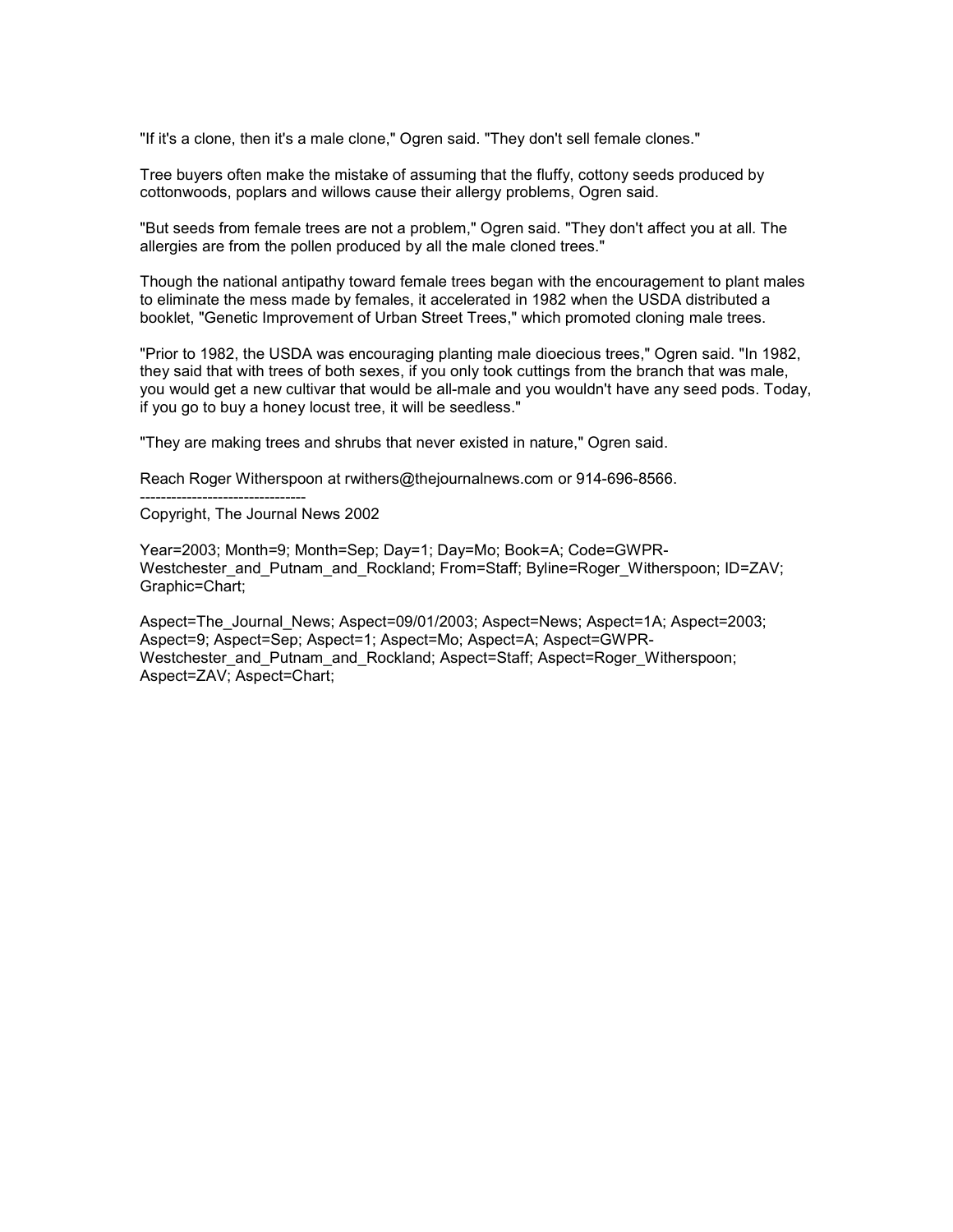"If it's a clone, then it's a male clone," Ogren said. "They don't sell female clones."

Tree buyers often make the mistake of assuming that the fluffy, cottony seeds produced by cottonwoods, poplars and willows cause their allergy problems, Ogren said.

"But seeds from female trees are not a problem," Ogren said. "They don't affect you at all. The allergies are from the pollen produced by all the male cloned trees."

Though the national antipathy toward female trees began with the encouragement to plant males to eliminate the mess made by females, it accelerated in 1982 when the USDA distributed a booklet, "Genetic Improvement of Urban Street Trees," which promoted cloning male trees.

"Prior to 1982, the USDA was encouraging planting male dioecious trees," Ogren said. "In 1982, they said that with trees of both sexes, if you only took cuttings from the branch that was male, you would get a new cultivar that would be all-male and you wouldn't have any seed pods. Today, if you go to buy a honey locust tree, it will be seedless."

"They are making trees and shrubs that never existed in nature," Ogren said.

Reach Roger Witherspoon at rwithers@thejournalnews.com or 914-696-8566.

--------------------------------

Copyright, The Journal News 2002

Year=2003; Month=9; Month=Sep; Day=1; Day=Mo; Book=A; Code=GWPR-Westchester_and_Putnam_and_Rockland; From=Staff; Byline=Roger_Witherspoon; ID=ZAV; Graphic=Chart;

Aspect=The_Journal_News; Aspect=09/01/2003; Aspect=News; Aspect=1A; Aspect=2003; Aspect=9; Aspect=Sep; Aspect=1; Aspect=Mo; Aspect=A; Aspect=GWPR-Westchester_and_Putnam_and_Rockland; Aspect=Staff; Aspect=Roger_Witherspoon; Aspect=ZAV; Aspect=Chart;